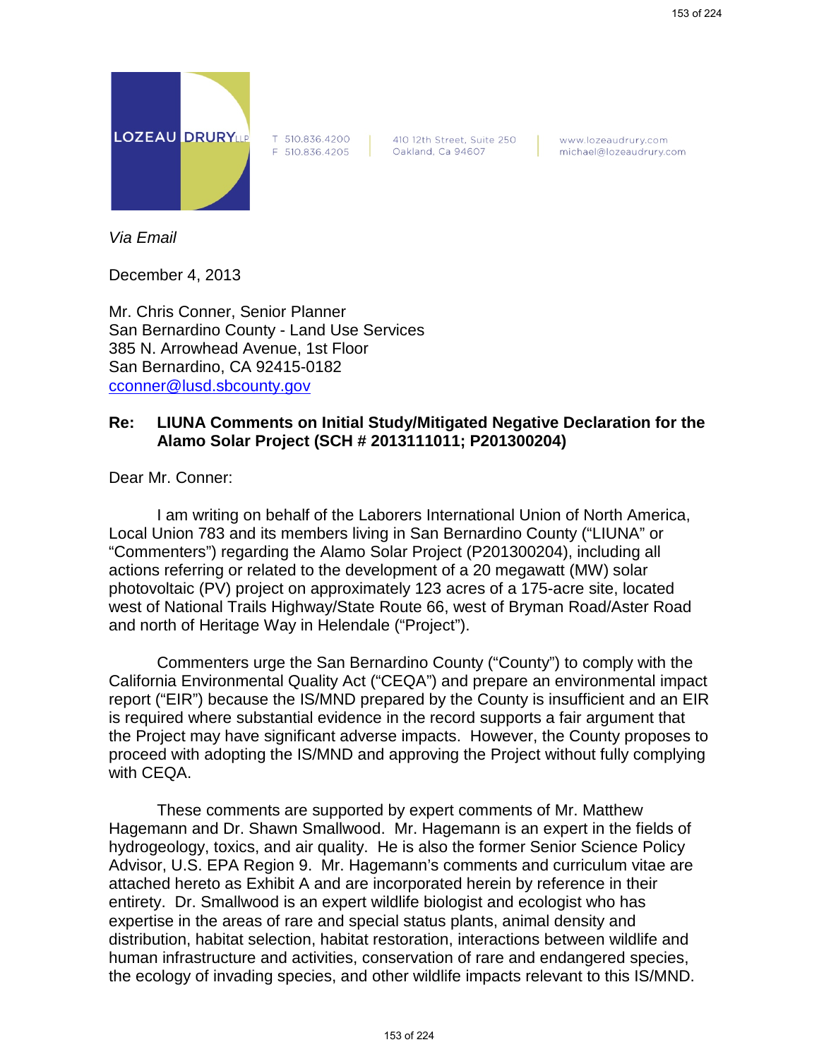LOZEAU DRURY LLP

T 510.836.4200
F 510.836.4205

410 12th Street, Suite 250
Oakland, Ca 94607

www.lozeaudrury.com
michael@lozeaudrury.com

*Via Email*

December 4, 2013

Mr. Chris Conner, Senior Planner
San Bernardino County - Land Use Services
385 N. Arrowhead Avenue, 1st Floor
San Bernardino, CA 92415-0182
cconner@lusd.sbcounty.gov

**Re: LIUNA Comments on Initial Study/Mitigated Negative Declaration for the Alamo Solar Project (SCH # 2013111011; P201300204)**

Dear Mr. Conner:

I am writing on behalf of the Laborers International Union of North America, Local Union 783 and its members living in San Bernardino County ("LIUNA" or "Commenters") regarding the Alamo Solar Project (P201300204), including all actions referring or related to the development of a 20 megawatt (MW) solar photovoltaic (PV) project on approximately 123 acres of a 175-acre site, located west of National Trails Highway/State Route 66, west of Bryman Road/Aster Road and north of Heritage Way in Helendale ("Project").

Commenters urge the San Bernardino County ("County") to comply with the California Environmental Quality Act ("CEQA") and prepare an environmental impact report ("EIR") because the IS/MND prepared by the County is insufficient and an EIR is required where substantial evidence in the record supports a fair argument that the Project may have significant adverse impacts. However, the County proposes to proceed with adopting the IS/MND and approving the Project without fully complying with CEQA.

These comments are supported by expert comments of Mr. Matthew Hagemann and Dr. Shawn Smallwood. Mr. Hagemann is an expert in the fields of hydrogeology, toxics, and air quality. He is also the former Senior Science Policy Advisor, U.S. EPA Region 9. Mr. Hagemann's comments and curriculum vitae are attached hereto as Exhibit A and are incorporated herein by reference in their entirety. Dr. Smallwood is an expert wildlife biologist and ecologist who has expertise in the areas of rare and special status plants, animal density and distribution, habitat selection, habitat restoration, interactions between wildlife and human infrastructure and activities, conservation of rare and endangered species, the ecology of invading species, and other wildlife impacts relevant to this IS/MND.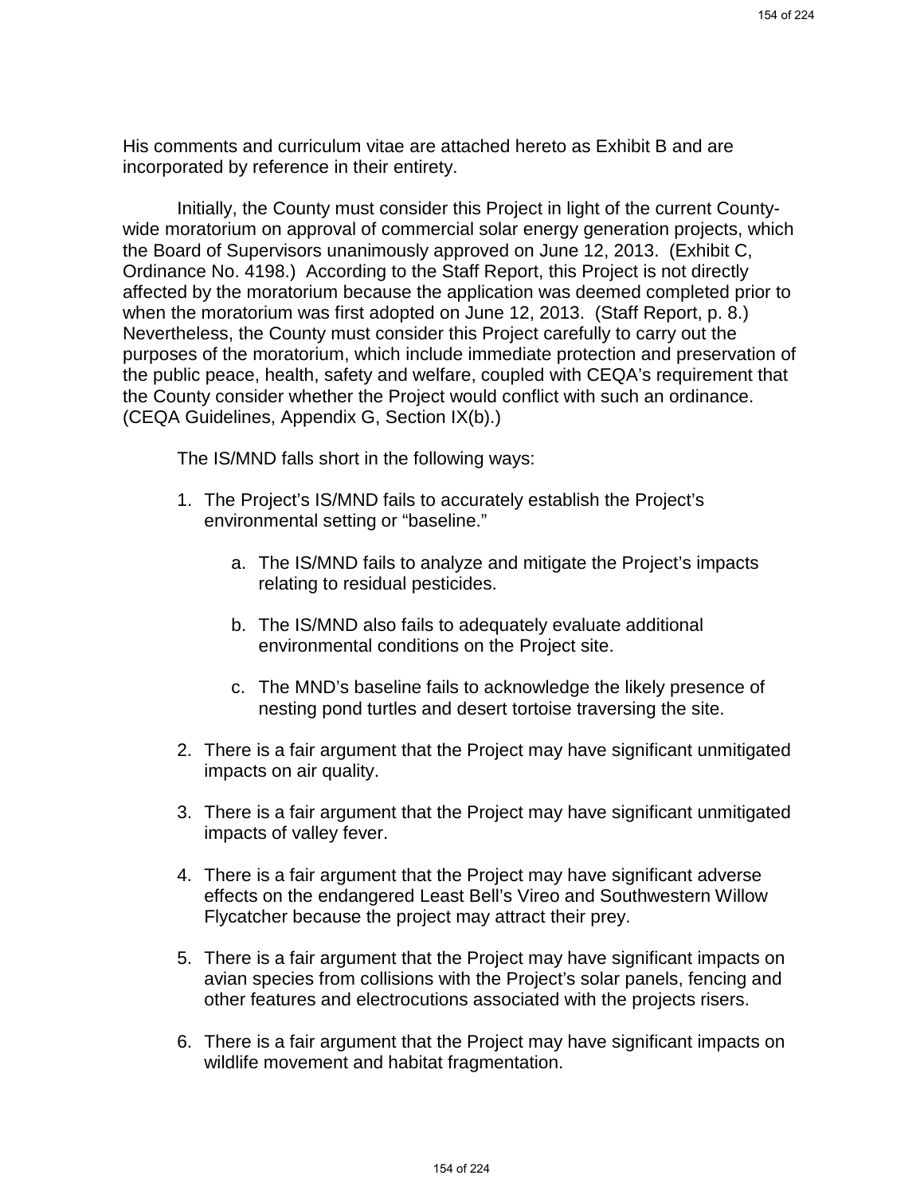His comments and curriculum vitae are attached hereto as Exhibit B and are incorporated by reference in their entirety.

Initially, the County must consider this Project in light of the current County-wide moratorium on approval of commercial solar energy generation projects, which the Board of Supervisors unanimously approved on June 12, 2013. (Exhibit C, Ordinance No. 4198.) According to the Staff Report, this Project is not directly affected by the moratorium because the application was deemed completed prior to when the moratorium was first adopted on June 12, 2013. (Staff Report, p. 8.) Nevertheless, the County must consider this Project carefully to carry out the purposes of the moratorium, which include immediate protection and preservation of the public peace, health, safety and welfare, coupled with CEQA's requirement that the County consider whether the Project would conflict with such an ordinance. (CEQA Guidelines, Appendix G, Section IX(b).)

The IS/MND falls short in the following ways:

1. The Project's IS/MND fails to accurately establish the Project's environmental setting or "baseline."
   a. The IS/MND fails to analyze and mitigate the Project's impacts relating to residual pesticides.
   b. The IS/MND also fails to adequately evaluate additional environmental conditions on the Project site.
   c. The MND's baseline fails to acknowledge the likely presence of nesting pond turtles and desert tortoise traversing the site.
2. There is a fair argument that the Project may have significant unmitigated impacts on air quality.
3. There is a fair argument that the Project may have significant unmitigated impacts of valley fever.
4. There is a fair argument that the Project may have significant adverse effects on the endangered Least Bell's Vireo and Southwestern Willow Flycatcher because the project may attract their prey.
5. There is a fair argument that the Project may have significant impacts on avian species from collisions with the Project's solar panels, fencing and other features and electrocutions associated with the projects risers.
6. There is a fair argument that the Project may have significant impacts on wildlife movement and habitat fragmentation.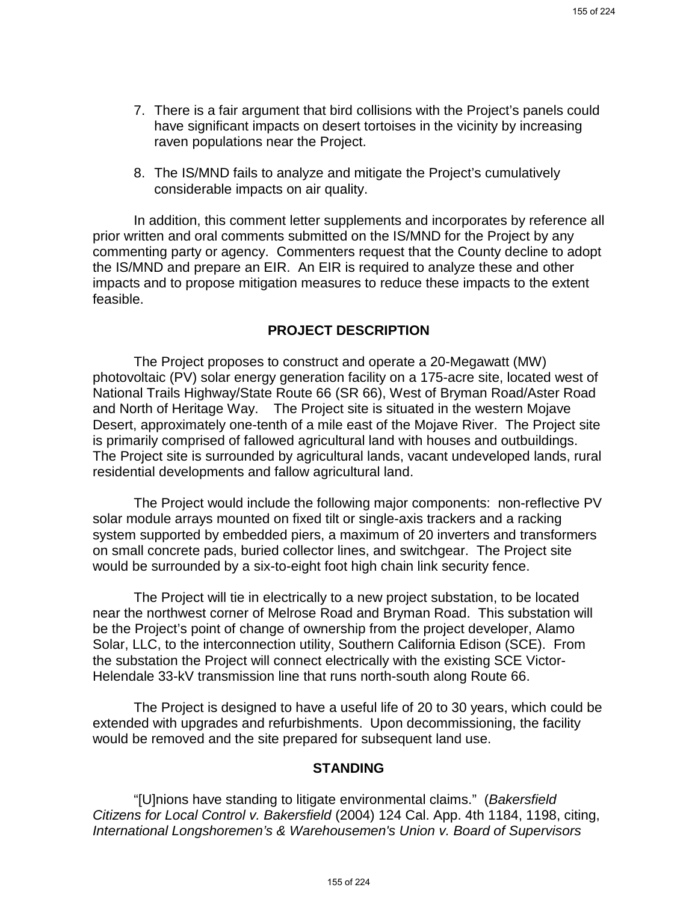7. There is a fair argument that bird collisions with the Project's panels could have significant impacts on desert tortoises in the vicinity by increasing raven populations near the Project.

8. The IS/MND fails to analyze and mitigate the Project's cumulatively considerable impacts on air quality.

In addition, this comment letter supplements and incorporates by reference all prior written and oral comments submitted on the IS/MND for the Project by any commenting party or agency. Commenters request that the County decline to adopt the IS/MND and prepare an EIR. An EIR is required to analyze these and other impacts and to propose mitigation measures to reduce these impacts to the extent feasible.

## PROJECT DESCRIPTION

The Project proposes to construct and operate a 20-Megawatt (MW) photovoltaic (PV) solar energy generation facility on a 175-acre site, located west of National Trails Highway/State Route 66 (SR 66), West of Bryman Road/Aster Road and North of Heritage Way. The Project site is situated in the western Mojave Desert, approximately one-tenth of a mile east of the Mojave River. The Project site is primarily comprised of fallowed agricultural land with houses and outbuildings. The Project site is surrounded by agricultural lands, vacant undeveloped lands, rural residential developments and fallow agricultural land.

The Project would include the following major components: non-reflective PV solar module arrays mounted on fixed tilt or single-axis trackers and a racking system supported by embedded piers, a maximum of 20 inverters and transformers on small concrete pads, buried collector lines, and switchgear. The Project site would be surrounded by a six-to-eight foot high chain link security fence.

The Project will tie in electrically to a new project substation, to be located near the northwest corner of Melrose Road and Bryman Road. This substation will be the Project's point of change of ownership from the project developer, Alamo Solar, LLC, to the interconnection utility, Southern California Edison (SCE). From the substation the Project will connect electrically with the existing SCE Victor-Helendale 33-kV transmission line that runs north-south along Route 66.

The Project is designed to have a useful life of 20 to 30 years, which could be extended with upgrades and refurbishments. Upon decommissioning, the facility would be removed and the site prepared for subsequent land use.

## STANDING

"[U]nions have standing to litigate environmental claims." (*Bakersfield Citizens for Local Control v. Bakersfield* (2004) 124 Cal. App. 4th 1184, 1198, citing, *International Longshoremen's & Warehousemen's Union v. Board of Supervisors*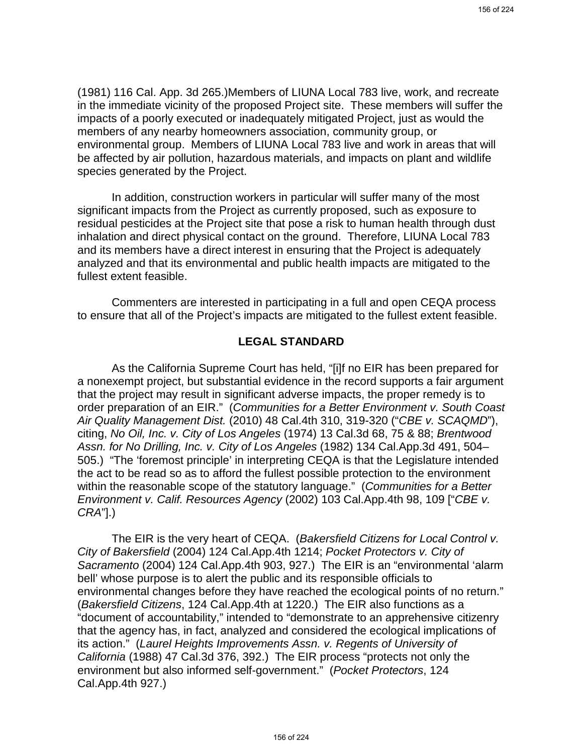(1981) 116 Cal. App. 3d 265.)Members of LIUNA Local 783 live, work, and recreate in the immediate vicinity of the proposed Project site. These members will suffer the impacts of a poorly executed or inadequately mitigated Project, just as would the members of any nearby homeowners association, community group, or environmental group. Members of LIUNA Local 783 live and work in areas that will be affected by air pollution, hazardous materials, and impacts on plant and wildlife species generated by the Project.

In addition, construction workers in particular will suffer many of the most significant impacts from the Project as currently proposed, such as exposure to residual pesticides at the Project site that pose a risk to human health through dust inhalation and direct physical contact on the ground. Therefore, LIUNA Local 783 and its members have a direct interest in ensuring that the Project is adequately analyzed and that its environmental and public health impacts are mitigated to the fullest extent feasible.

Commenters are interested in participating in a full and open CEQA process to ensure that all of the Project's impacts are mitigated to the fullest extent feasible.

## LEGAL STANDARD

As the California Supreme Court has held, "[i]f no EIR has been prepared for a nonexempt project, but substantial evidence in the record supports a fair argument that the project may result in significant adverse impacts, the proper remedy is to order preparation of an EIR." (*Communities for a Better Environment v. South Coast Air Quality Management Dist.* (2010) 48 Cal.4th 310, 319-320 ("*CBE v. SCAQMD*"), citing, *No Oil, Inc. v. City of Los Angeles* (1974) 13 Cal.3d 68, 75 & 88; *Brentwood Assn. for No Drilling, Inc. v. City of Los Angeles* (1982) 134 Cal.App.3d 491, 504–505.) "The 'foremost principle' in interpreting CEQA is that the Legislature intended the act to be read so as to afford the fullest possible protection to the environment within the reasonable scope of the statutory language." (*Communities for a Better Environment v. Calif. Resources Agency* (2002) 103 Cal.App.4th 98, 109 ["*CBE v. CRA*"].)

The EIR is the very heart of CEQA. (*Bakersfield Citizens for Local Control v. City of Bakersfield* (2004) 124 Cal.App.4th 1214; *Pocket Protectors v. City of Sacramento* (2004) 124 Cal.App.4th 903, 927.) The EIR is an "environmental 'alarm bell' whose purpose is to alert the public and its responsible officials to environmental changes before they have reached the ecological points of no return." (*Bakersfield Citizens*, 124 Cal.App.4th at 1220.) The EIR also functions as a "document of accountability," intended to "demonstrate to an apprehensive citizenry that the agency has, in fact, analyzed and considered the ecological implications of its action." (*Laurel Heights Improvements Assn. v. Regents of University of California* (1988) 47 Cal.3d 376, 392.) The EIR process "protects not only the environment but also informed self-government." (*Pocket Protectors*, 124 Cal.App.4th 927.)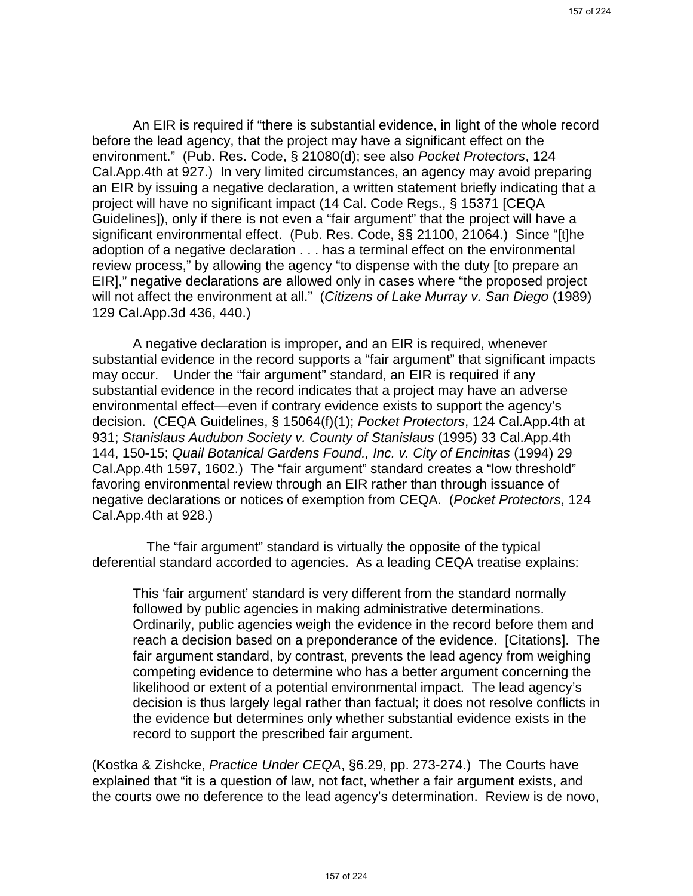An EIR is required if "there is substantial evidence, in light of the whole record before the lead agency, that the project may have a significant effect on the environment." (Pub. Res. Code, § 21080(d); see also *Pocket Protectors*, 124 Cal.App.4th at 927.) In very limited circumstances, an agency may avoid preparing an EIR by issuing a negative declaration, a written statement briefly indicating that a project will have no significant impact (14 Cal. Code Regs., § 15371 [CEQA Guidelines]), only if there is not even a "fair argument" that the project will have a significant environmental effect. (Pub. Res. Code, §§ 21100, 21064.) Since "[t]he adoption of a negative declaration . . . has a terminal effect on the environmental review process," by allowing the agency "to dispense with the duty [to prepare an EIR]," negative declarations are allowed only in cases where "the proposed project will not affect the environment at all." (*Citizens of Lake Murray v. San Diego* (1989) 129 Cal.App.3d 436, 440.)

A negative declaration is improper, and an EIR is required, whenever substantial evidence in the record supports a "fair argument" that significant impacts may occur. Under the "fair argument" standard, an EIR is required if any substantial evidence in the record indicates that a project may have an adverse environmental effect—even if contrary evidence exists to support the agency's decision. (CEQA Guidelines, § 15064(f)(1); *Pocket Protectors*, 124 Cal.App.4th at 931; *Stanislaus Audubon Society v. County of Stanislaus* (1995) 33 Cal.App.4th 144, 150-15; *Quail Botanical Gardens Found., Inc. v. City of Encinitas* (1994) 29 Cal.App.4th 1597, 1602.) The "fair argument" standard creates a "low threshold" favoring environmental review through an EIR rather than through issuance of negative declarations or notices of exemption from CEQA. (*Pocket Protectors*, 124 Cal.App.4th at 928.)

The "fair argument" standard is virtually the opposite of the typical deferential standard accorded to agencies. As a leading CEQA treatise explains:

> This 'fair argument' standard is very different from the standard normally followed by public agencies in making administrative determinations. Ordinarily, public agencies weigh the evidence in the record before them and reach a decision based on a preponderance of the evidence. [Citations]. The fair argument standard, by contrast, prevents the lead agency from weighing competing evidence to determine who has a better argument concerning the likelihood or extent of a potential environmental impact. The lead agency's decision is thus largely legal rather than factual; it does not resolve conflicts in the evidence but determines only whether substantial evidence exists in the record to support the prescribed fair argument.

(Kostka & Zishcke, *Practice Under CEQA*, §6.29, pp. 273-274.) The Courts have explained that "it is a question of law, not fact, whether a fair argument exists, and the courts owe no deference to the lead agency's determination. Review is de novo,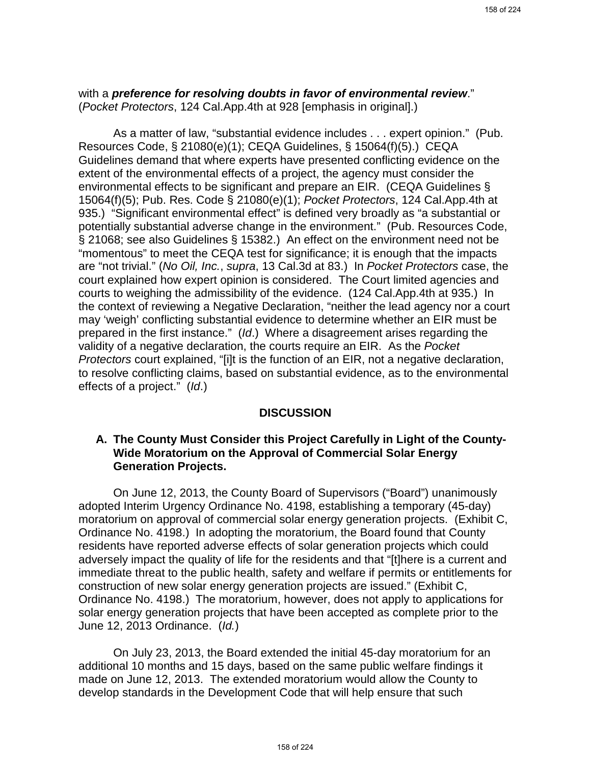with a ***preference for resolving doubts in favor of environmental review***." (*Pocket Protectors*, 124 Cal.App.4th at 928 [emphasis in original].)

As a matter of law, "substantial evidence includes . . . expert opinion." (Pub. Resources Code, § 21080(e)(1); CEQA Guidelines, § 15064(f)(5).) CEQA Guidelines demand that where experts have presented conflicting evidence on the extent of the environmental effects of a project, the agency must consider the environmental effects to be significant and prepare an EIR. (CEQA Guidelines § 15064(f)(5); Pub. Res. Code § 21080(e)(1); *Pocket Protectors*, 124 Cal.App.4th at 935.) "Significant environmental effect" is defined very broadly as "a substantial or potentially substantial adverse change in the environment." (Pub. Resources Code, § 21068; see also Guidelines § 15382.) An effect on the environment need not be "momentous" to meet the CEQA test for significance; it is enough that the impacts are "not trivial." (*No Oil, Inc.*, *supra*, 13 Cal.3d at 83.) In *Pocket Protectors* case, the court explained how expert opinion is considered. The Court limited agencies and courts to weighing the admissibility of the evidence. (124 Cal.App.4th at 935.) In the context of reviewing a Negative Declaration, "neither the lead agency nor a court may 'weigh' conflicting substantial evidence to determine whether an EIR must be prepared in the first instance." (*Id*.) Where a disagreement arises regarding the validity of a negative declaration, the courts require an EIR. As the *Pocket Protectors* court explained, "[i]t is the function of an EIR, not a negative declaration, to resolve conflicting claims, based on substantial evidence, as to the environmental effects of a project." (*Id*.)

## DISCUSSION

### A. The County Must Consider this Project Carefully in Light of the County-Wide Moratorium on the Approval of Commercial Solar Energy Generation Projects.

On June 12, 2013, the County Board of Supervisors ("Board") unanimously adopted Interim Urgency Ordinance No. 4198, establishing a temporary (45-day) moratorium on approval of commercial solar energy generation projects. (Exhibit C, Ordinance No. 4198.) In adopting the moratorium, the Board found that County residents have reported adverse effects of solar generation projects which could adversely impact the quality of life for the residents and that "[t]here is a current and immediate threat to the public health, safety and welfare if permits or entitlements for construction of new solar energy generation projects are issued." (Exhibit C, Ordinance No. 4198.) The moratorium, however, does not apply to applications for solar energy generation projects that have been accepted as complete prior to the June 12, 2013 Ordinance. (*Id.*)

On July 23, 2013, the Board extended the initial 45-day moratorium for an additional 10 months and 15 days, based on the same public welfare findings it made on June 12, 2013. The extended moratorium would allow the County to develop standards in the Development Code that will help ensure that such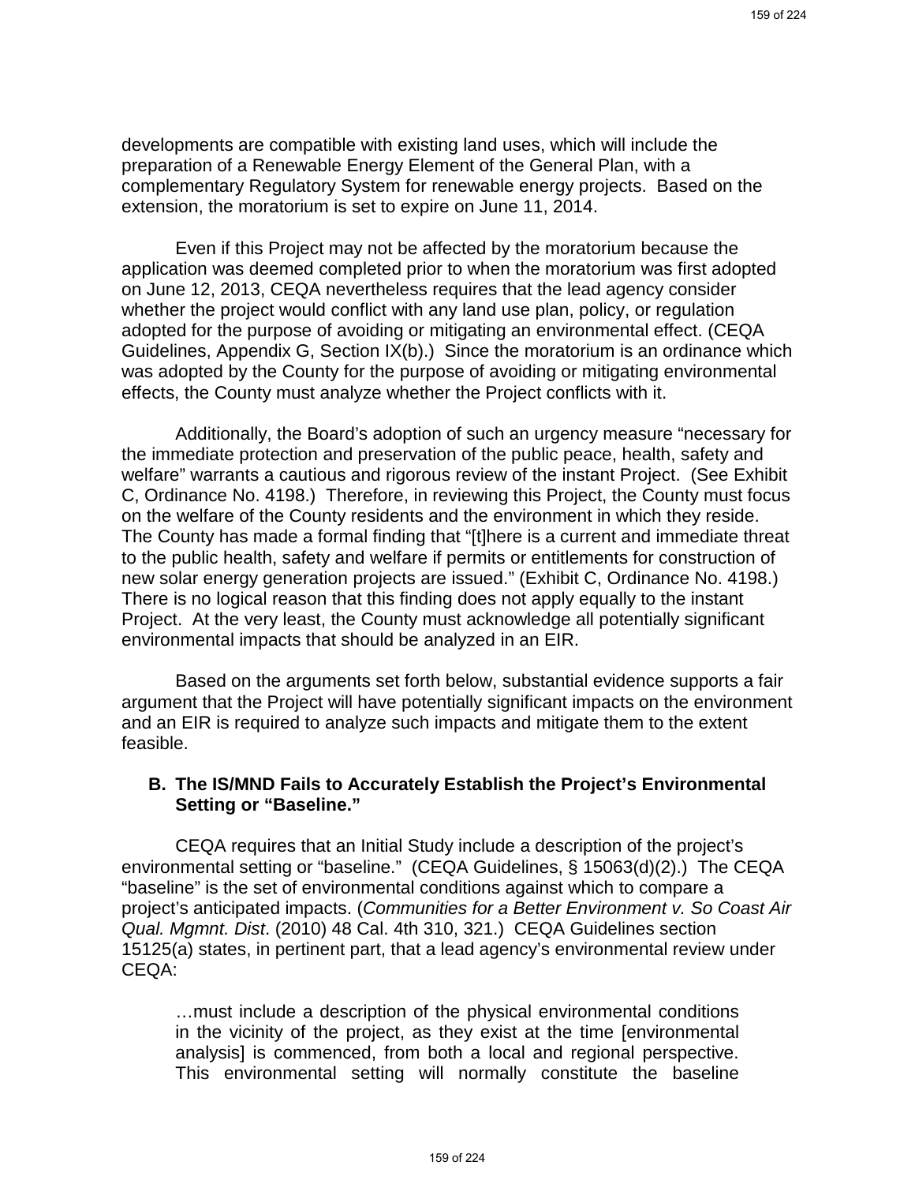developments are compatible with existing land uses, which will include the preparation of a Renewable Energy Element of the General Plan, with a complementary Regulatory System for renewable energy projects. Based on the extension, the moratorium is set to expire on June 11, 2014.

Even if this Project may not be affected by the moratorium because the application was deemed completed prior to when the moratorium was first adopted on June 12, 2013, CEQA nevertheless requires that the lead agency consider whether the project would conflict with any land use plan, policy, or regulation adopted for the purpose of avoiding or mitigating an environmental effect. (CEQA Guidelines, Appendix G, Section IX(b).) Since the moratorium is an ordinance which was adopted by the County for the purpose of avoiding or mitigating environmental effects, the County must analyze whether the Project conflicts with it.

Additionally, the Board's adoption of such an urgency measure "necessary for the immediate protection and preservation of the public peace, health, safety and welfare" warrants a cautious and rigorous review of the instant Project. (See Exhibit C, Ordinance No. 4198.) Therefore, in reviewing this Project, the County must focus on the welfare of the County residents and the environment in which they reside. The County has made a formal finding that "[t]here is a current and immediate threat to the public health, safety and welfare if permits or entitlements for construction of new solar energy generation projects are issued." (Exhibit C, Ordinance No. 4198.) There is no logical reason that this finding does not apply equally to the instant Project. At the very least, the County must acknowledge all potentially significant environmental impacts that should be analyzed in an EIR.

Based on the arguments set forth below, substantial evidence supports a fair argument that the Project will have potentially significant impacts on the environment and an EIR is required to analyze such impacts and mitigate them to the extent feasible.

### B. The IS/MND Fails to Accurately Establish the Project's Environmental Setting or "Baseline."

CEQA requires that an Initial Study include a description of the project's environmental setting or "baseline." (CEQA Guidelines, § 15063(d)(2).) The CEQA "baseline" is the set of environmental conditions against which to compare a project's anticipated impacts. (*Communities for a Better Environment v. So Coast Air Qual. Mgmnt. Dist*. (2010) 48 Cal. 4th 310, 321.) CEQA Guidelines section 15125(a) states, in pertinent part, that a lead agency's environmental review under CEQA:

> …must include a description of the physical environmental conditions in the vicinity of the project, as they exist at the time [environmental analysis] is commenced, from both a local and regional perspective. This environmental setting will normally constitute the baseline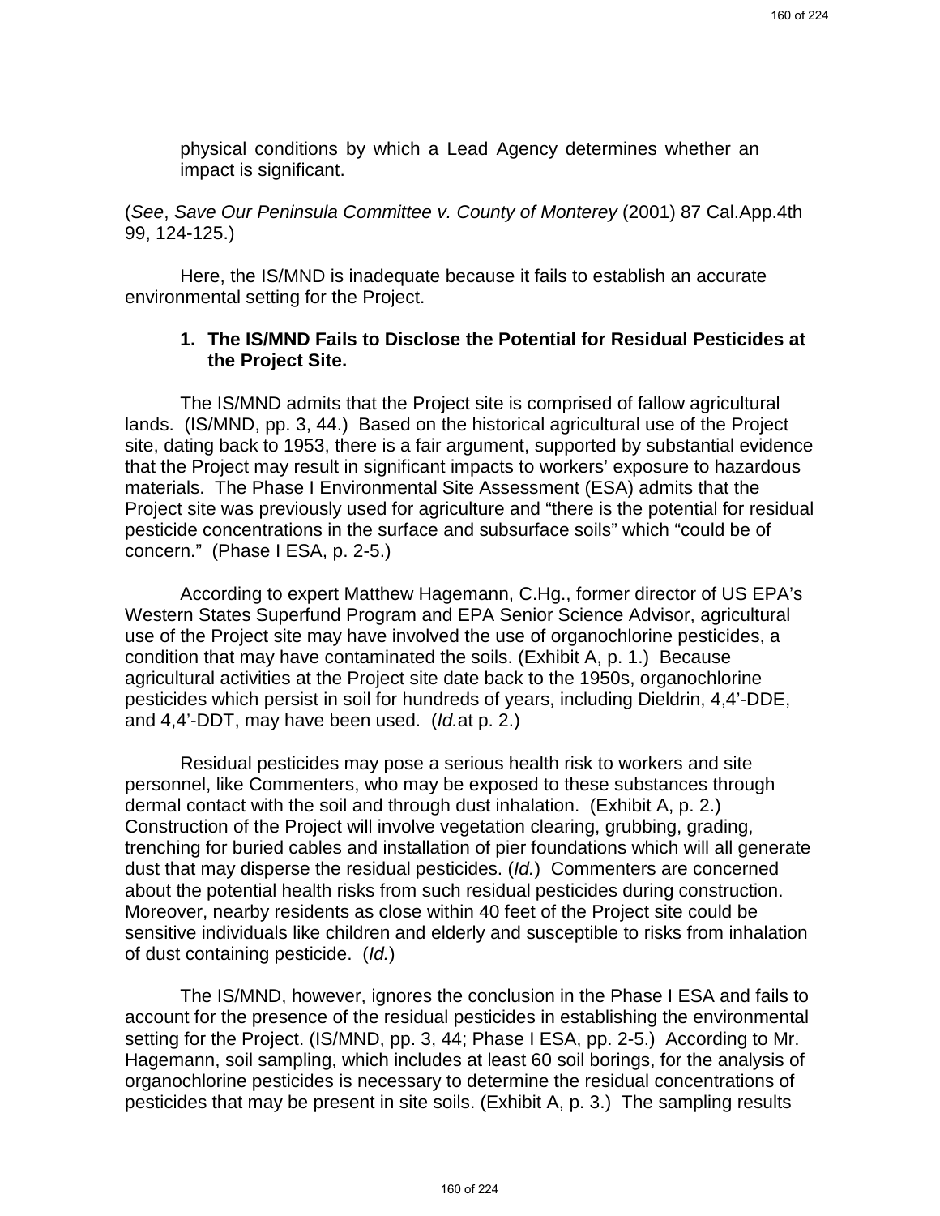physical conditions by which a Lead Agency determines whether an impact is significant.

(*See*, *Save Our Peninsula Committee v. County of Monterey* (2001) 87 Cal.App.4th 99, 124-125.)

Here, the IS/MND is inadequate because it fails to establish an accurate environmental setting for the Project.

**1. The IS/MND Fails to Disclose the Potential for Residual Pesticides at the Project Site.**

The IS/MND admits that the Project site is comprised of fallow agricultural lands. (IS/MND, pp. 3, 44.) Based on the historical agricultural use of the Project site, dating back to 1953, there is a fair argument, supported by substantial evidence that the Project may result in significant impacts to workers' exposure to hazardous materials. The Phase I Environmental Site Assessment (ESA) admits that the Project site was previously used for agriculture and "there is the potential for residual pesticide concentrations in the surface and subsurface soils" which "could be of concern." (Phase I ESA, p. 2-5.)

According to expert Matthew Hagemann, C.Hg., former director of US EPA's Western States Superfund Program and EPA Senior Science Advisor, agricultural use of the Project site may have involved the use of organochlorine pesticides, a condition that may have contaminated the soils. (Exhibit A, p. 1.) Because agricultural activities at the Project site date back to the 1950s, organochlorine pesticides which persist in soil for hundreds of years, including Dieldrin, 4,4'-DDE, and 4,4'-DDT, may have been used. (*Id.* at p. 2.)

Residual pesticides may pose a serious health risk to workers and site personnel, like Commenters, who may be exposed to these substances through dermal contact with the soil and through dust inhalation. (Exhibit A, p. 2.) Construction of the Project will involve vegetation clearing, grubbing, grading, trenching for buried cables and installation of pier foundations which will all generate dust that may disperse the residual pesticides. (*Id.*) Commenters are concerned about the potential health risks from such residual pesticides during construction. Moreover, nearby residents as close within 40 feet of the Project site could be sensitive individuals like children and elderly and susceptible to risks from inhalation of dust containing pesticide. (*Id.*)

The IS/MND, however, ignores the conclusion in the Phase I ESA and fails to account for the presence of the residual pesticides in establishing the environmental setting for the Project. (IS/MND, pp. 3, 44; Phase I ESA, pp. 2-5.) According to Mr. Hagemann, soil sampling, which includes at least 60 soil borings, for the analysis of organochlorine pesticides is necessary to determine the residual concentrations of pesticides that may be present in site soils. (Exhibit A, p. 3.) The sampling results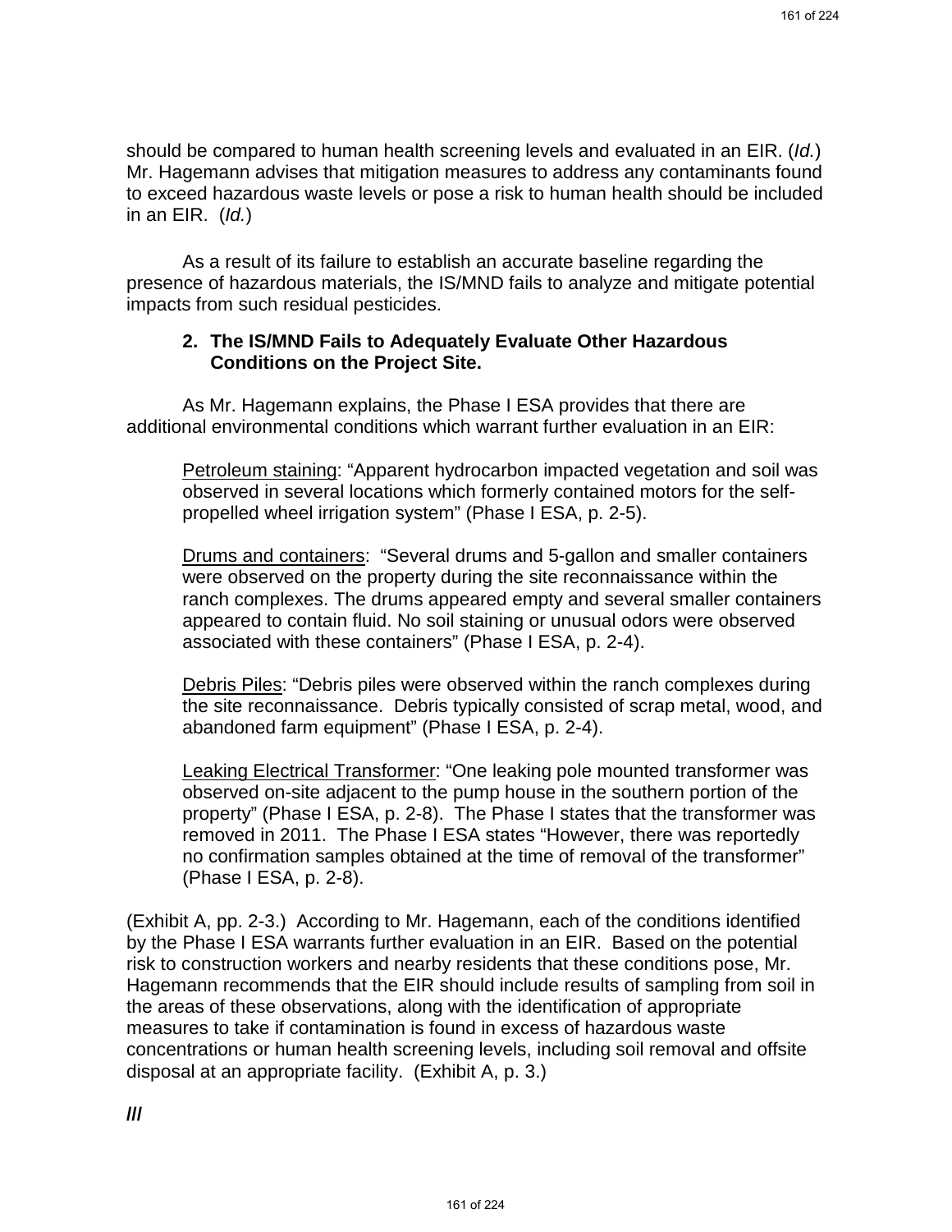should be compared to human health screening levels and evaluated in an EIR. (*Id.*) Mr. Hagemann advises that mitigation measures to address any contaminants found to exceed hazardous waste levels or pose a risk to human health should be included in an EIR. (*Id.*)

As a result of its failure to establish an accurate baseline regarding the presence of hazardous materials, the IS/MND fails to analyze and mitigate potential impacts from such residual pesticides.

**2. The IS/MND Fails to Adequately Evaluate Other Hazardous Conditions on the Project Site.**

As Mr. Hagemann explains, the Phase I ESA provides that there are additional environmental conditions which warrant further evaluation in an EIR:

> <u>Petroleum staining</u>: "Apparent hydrocarbon impacted vegetation and soil was observed in several locations which formerly contained motors for the self-propelled wheel irrigation system" (Phase I ESA, p. 2-5).
>
> <u>Drums and containers</u>: "Several drums and 5-gallon and smaller containers were observed on the property during the site reconnaissance within the ranch complexes. The drums appeared empty and several smaller containers appeared to contain fluid. No soil staining or unusual odors were observed associated with these containers" (Phase I ESA, p. 2-4).
>
> <u>Debris Piles</u>: "Debris piles were observed within the ranch complexes during the site reconnaissance. Debris typically consisted of scrap metal, wood, and abandoned farm equipment" (Phase I ESA, p. 2-4).
>
> <u>Leaking Electrical Transformer</u>: "One leaking pole mounted transformer was observed on-site adjacent to the pump house in the southern portion of the property" (Phase I ESA, p. 2-8). The Phase I states that the transformer was removed in 2011. The Phase I ESA states "However, there was reportedly no confirmation samples obtained at the time of removal of the transformer" (Phase I ESA, p. 2-8).

(Exhibit A, pp. 2-3.) According to Mr. Hagemann, each of the conditions identified by the Phase I ESA warrants further evaluation in an EIR. Based on the potential risk to construction workers and nearby residents that these conditions pose, Mr. Hagemann recommends that the EIR should include results of sampling from soil in the areas of these observations, along with the identification of appropriate measures to take if contamination is found in excess of hazardous waste concentrations or human health screening levels, including soil removal and offsite disposal at an appropriate facility. (Exhibit A, p. 3.)

***///***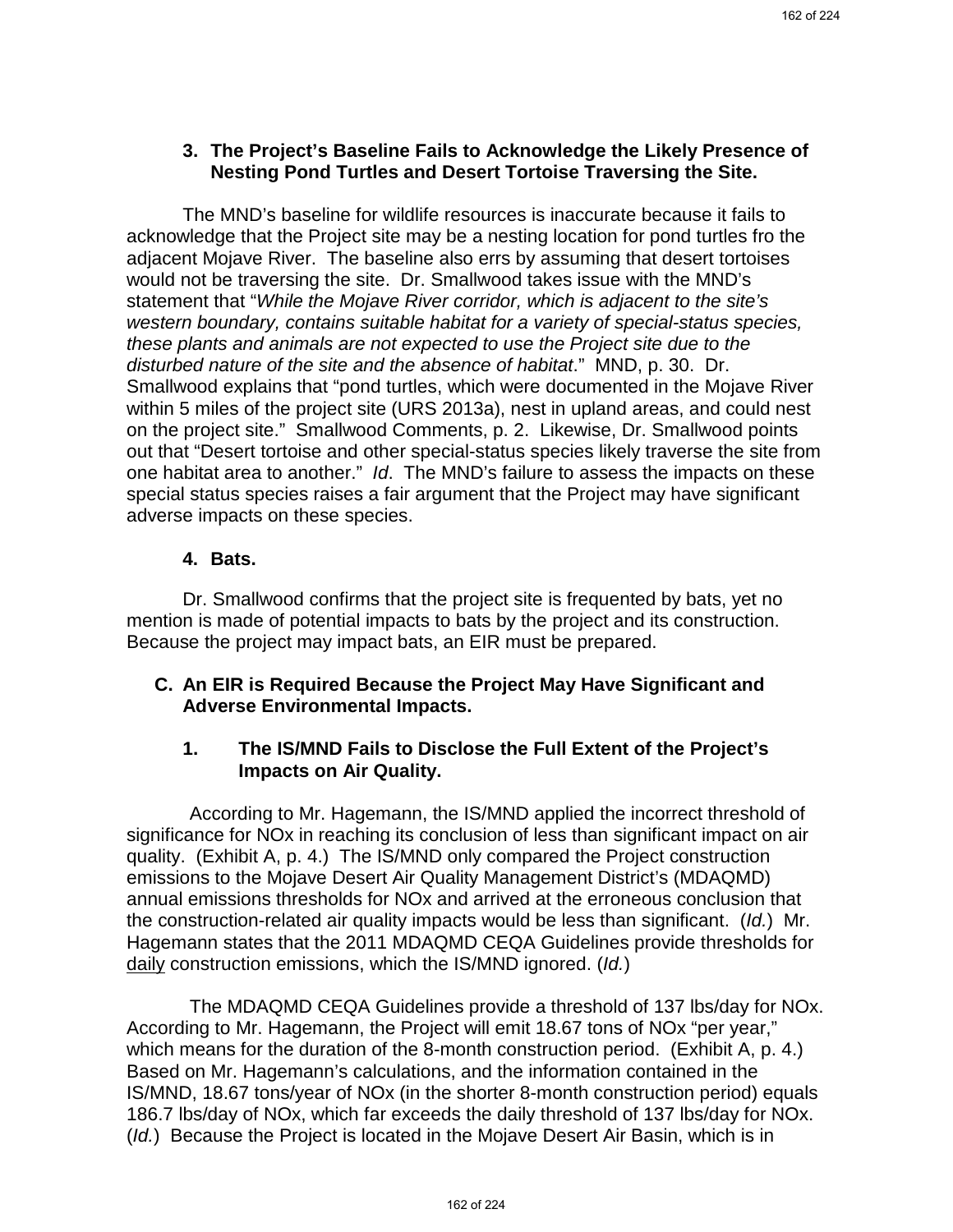### 3. The Project's Baseline Fails to Acknowledge the Likely Presence of Nesting Pond Turtles and Desert Tortoise Traversing the Site.

The MND's baseline for wildlife resources is inaccurate because it fails to acknowledge that the Project site may be a nesting location for pond turtles fro the adjacent Mojave River. The baseline also errs by assuming that desert tortoises would not be traversing the site. Dr. Smallwood takes issue with the MND's statement that "*While the Mojave River corridor, which is adjacent to the site's western boundary, contains suitable habitat for a variety of special-status species, these plants and animals are not expected to use the Project site due to the disturbed nature of the site and the absence of habitat*." MND, p. 30. Dr. Smallwood explains that "pond turtles, which were documented in the Mojave River within 5 miles of the project site (URS 2013a), nest in upland areas, and could nest on the project site." Smallwood Comments, p. 2. Likewise, Dr. Smallwood points out that "Desert tortoise and other special-status species likely traverse the site from one habitat area to another." *Id*. The MND's failure to assess the impacts on these special status species raises a fair argument that the Project may have significant adverse impacts on these species.

### 4. Bats.

Dr. Smallwood confirms that the project site is frequented by bats, yet no mention is made of potential impacts to bats by the project and its construction. Because the project may impact bats, an EIR must be prepared.

## C. An EIR is Required Because the Project May Have Significant and Adverse Environmental Impacts.

### 1. The IS/MND Fails to Disclose the Full Extent of the Project's Impacts on Air Quality.

According to Mr. Hagemann, the IS/MND applied the incorrect threshold of significance for NOx in reaching its conclusion of less than significant impact on air quality. (Exhibit A, p. 4.) The IS/MND only compared the Project construction emissions to the Mojave Desert Air Quality Management District's (MDAQMD) annual emissions thresholds for NOx and arrived at the erroneous conclusion that the construction-related air quality impacts would be less than significant. (*Id.*) Mr. Hagemann states that the 2011 MDAQMD CEQA Guidelines provide thresholds for daily construction emissions, which the IS/MND ignored. (*Id.*)

The MDAQMD CEQA Guidelines provide a threshold of 137 lbs/day for NOx. According to Mr. Hagemann, the Project will emit 18.67 tons of NOx "per year," which means for the duration of the 8-month construction period. (Exhibit A, p. 4.) Based on Mr. Hagemann's calculations, and the information contained in the IS/MND, 18.67 tons/year of NOx (in the shorter 8-month construction period) equals 186.7 lbs/day of NOx, which far exceeds the daily threshold of 137 lbs/day for NOx. (*Id.*) Because the Project is located in the Mojave Desert Air Basin, which is in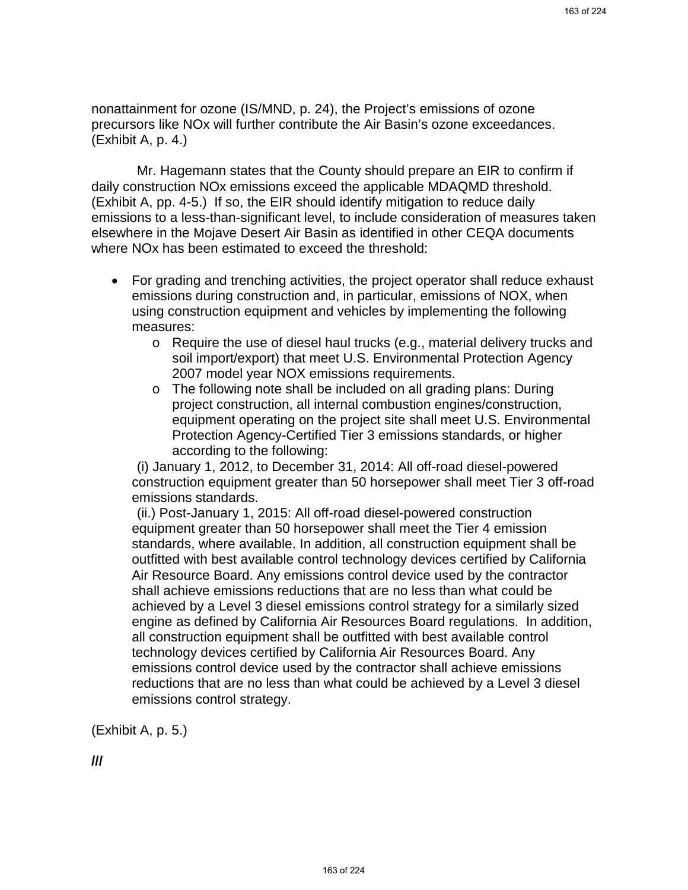nonattainment for ozone (IS/MND, p. 24), the Project's emissions of ozone precursors like NOx will further contribute the Air Basin's ozone exceedances. (Exhibit A, p. 4.)

Mr. Hagemann states that the County should prepare an EIR to confirm if daily construction NOx emissions exceed the applicable MDAQMD threshold. (Exhibit A, pp. 4-5.) If so, the EIR should identify mitigation to reduce daily emissions to a less-than-significant level, to include consideration of measures taken elsewhere in the Mojave Desert Air Basin as identified in other CEQA documents where NOx has been estimated to exceed the threshold:

- For grading and trenching activities, the project operator shall reduce exhaust emissions during construction and, in particular, emissions of NOX, when using construction equipment and vehicles by implementing the following measures:
  - Require the use of diesel haul trucks (e.g., material delivery trucks and soil import/export) that meet U.S. Environmental Protection Agency 2007 model year NOX emissions requirements.
  - The following note shall be included on all grading plans: During project construction, all internal combustion engines/construction, equipment operating on the project site shall meet U.S. Environmental Protection Agency-Certified Tier 3 emissions standards, or higher according to the following:

  (i) January 1, 2012, to December 31, 2014: All off-road diesel-powered construction equipment greater than 50 horsepower shall meet Tier 3 off-road emissions standards.

  (ii.) Post-January 1, 2015: All off-road diesel-powered construction equipment greater than 50 horsepower shall meet the Tier 4 emission standards, where available. In addition, all construction equipment shall be outfitted with best available control technology devices certified by California Air Resource Board. Any emissions control device used by the contractor shall achieve emissions reductions that are no less than what could be achieved by a Level 3 diesel emissions control strategy for a similarly sized engine as defined by California Air Resources Board regulations. In addition, all construction equipment shall be outfitted with best available control technology devices certified by California Air Resources Board. Any emissions control device used by the contractor shall achieve emissions reductions that are no less than what could be achieved by a Level 3 diesel emissions control strategy.

(Exhibit A, p. 5.)

***///***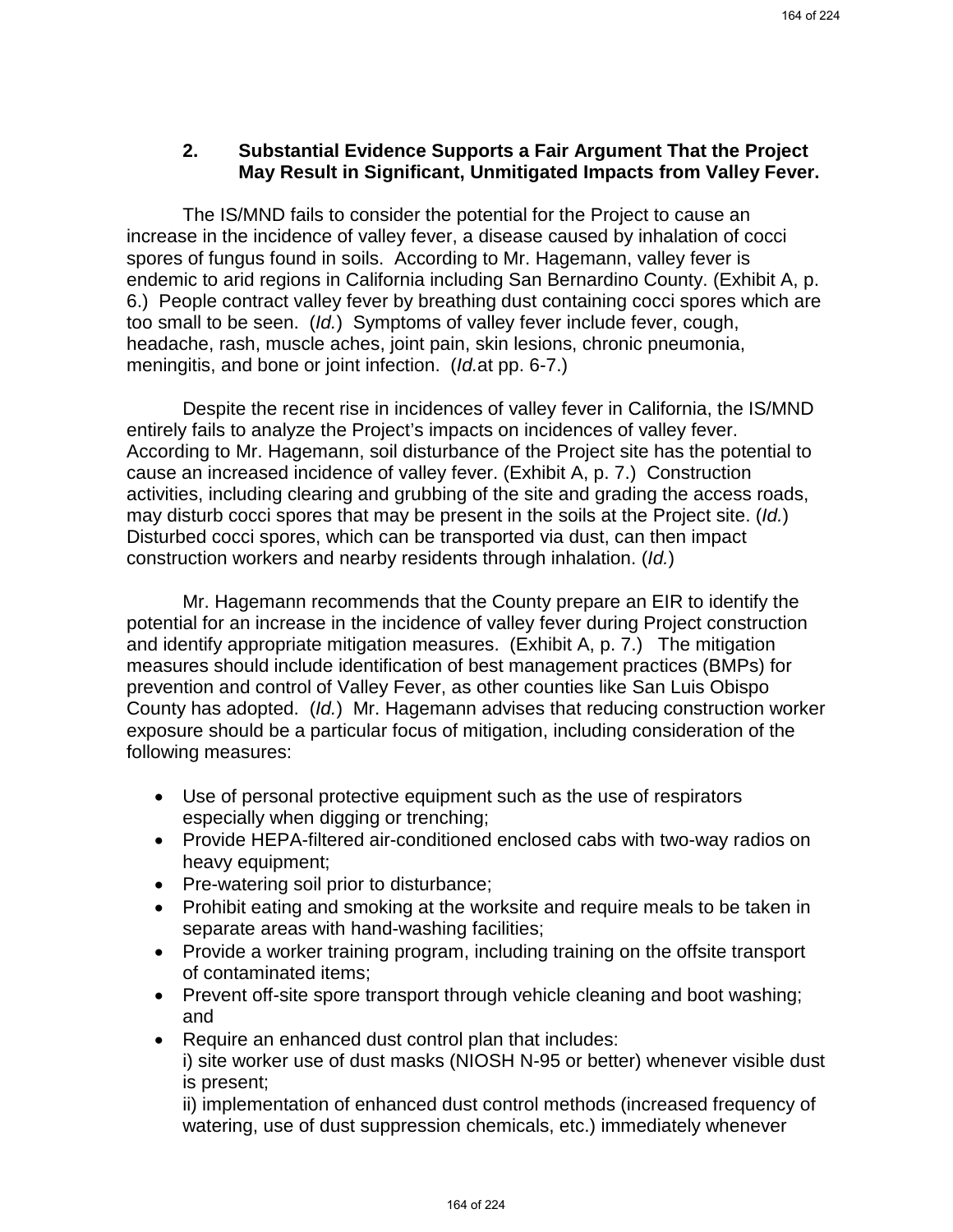### 2. Substantial Evidence Supports a Fair Argument That the Project May Result in Significant, Unmitigated Impacts from Valley Fever.

The IS/MND fails to consider the potential for the Project to cause an increase in the incidence of valley fever, a disease caused by inhalation of cocci spores of fungus found in soils. According to Mr. Hagemann, valley fever is endemic to arid regions in California including San Bernardino County. (Exhibit A, p. 6.) People contract valley fever by breathing dust containing cocci spores which are too small to be seen. (*Id.*) Symptoms of valley fever include fever, cough, headache, rash, muscle aches, joint pain, skin lesions, chronic pneumonia, meningitis, and bone or joint infection. (*Id.*at pp. 6-7.)

Despite the recent rise in incidences of valley fever in California, the IS/MND entirely fails to analyze the Project's impacts on incidences of valley fever. According to Mr. Hagemann, soil disturbance of the Project site has the potential to cause an increased incidence of valley fever. (Exhibit A, p. 7.) Construction activities, including clearing and grubbing of the site and grading the access roads, may disturb cocci spores that may be present in the soils at the Project site. (*Id.*) Disturbed cocci spores, which can be transported via dust, can then impact construction workers and nearby residents through inhalation. (*Id.*)

Mr. Hagemann recommends that the County prepare an EIR to identify the potential for an increase in the incidence of valley fever during Project construction and identify appropriate mitigation measures. (Exhibit A, p. 7.) The mitigation measures should include identification of best management practices (BMPs) for prevention and control of Valley Fever, as other counties like San Luis Obispo County has adopted. (*Id.*) Mr. Hagemann advises that reducing construction worker exposure should be a particular focus of mitigation, including consideration of the following measures:

- Use of personal protective equipment such as the use of respirators especially when digging or trenching;
- Provide HEPA-filtered air-conditioned enclosed cabs with two-way radios on heavy equipment;
- Pre-watering soil prior to disturbance;
- Prohibit eating and smoking at the worksite and require meals to be taken in separate areas with hand-washing facilities;
- Provide a worker training program, including training on the offsite transport of contaminated items;
- Prevent off-site spore transport through vehicle cleaning and boot washing; and
- Require an enhanced dust control plan that includes:
  i) site worker use of dust masks (NIOSH N-95 or better) whenever visible dust is present;
  ii) implementation of enhanced dust control methods (increased frequency of watering, use of dust suppression chemicals, etc.) immediately whenever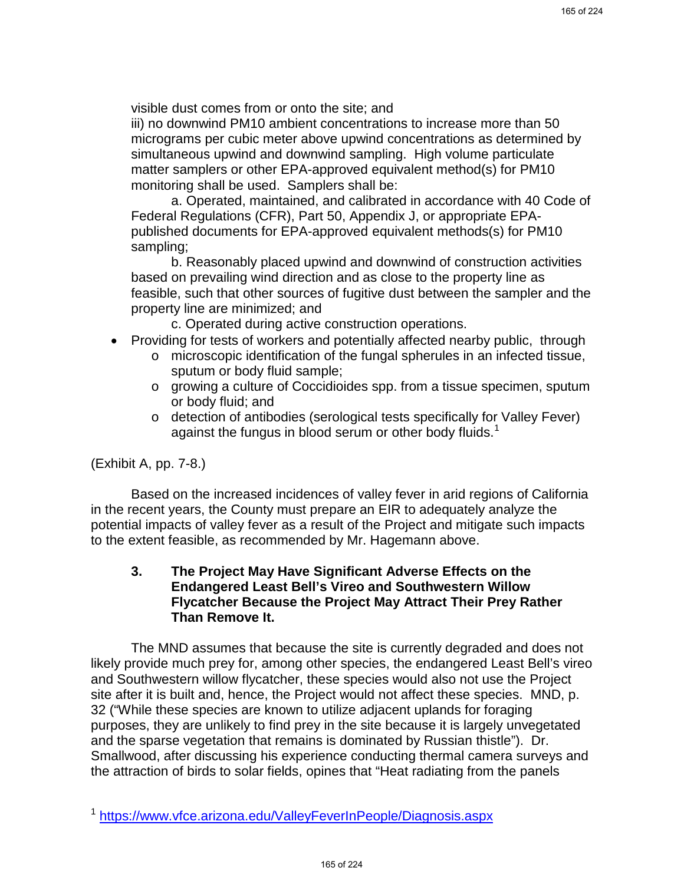visible dust comes from or onto the site; and

iii) no downwind PM10 ambient concentrations to increase more than 50 micrograms per cubic meter above upwind concentrations as determined by simultaneous upwind and downwind sampling. High volume particulate matter samplers or other EPA-approved equivalent method(s) for PM10 monitoring shall be used. Samplers shall be:

a. Operated, maintained, and calibrated in accordance with 40 Code of Federal Regulations (CFR), Part 50, Appendix J, or appropriate EPA-published documents for EPA-approved equivalent methods(s) for PM10 sampling;

b. Reasonably placed upwind and downwind of construction activities based on prevailing wind direction and as close to the property line as feasible, such that other sources of fugitive dust between the sampler and the property line are minimized; and

c. Operated during active construction operations.

- Providing for tests of workers and potentially affected nearby public, through
  - microscopic identification of the fungal spherules in an infected tissue, sputum or body fluid sample;
  - growing a culture of Coccidioides spp. from a tissue specimen, sputum or body fluid; and
  - detection of antibodies (serological tests specifically for Valley Fever) against the fungus in blood serum or other body fluids.[1]

(Exhibit A, pp. 7-8.)

Based on the increased incidences of valley fever in arid regions of California in the recent years, the County must prepare an EIR to adequately analyze the potential impacts of valley fever as a result of the Project and mitigate such impacts to the extent feasible, as recommended by Mr. Hagemann above.

### 3. The Project May Have Significant Adverse Effects on the Endangered Least Bell's Vireo and Southwestern Willow Flycatcher Because the Project May Attract Their Prey Rather Than Remove It.

The MND assumes that because the site is currently degraded and does not likely provide much prey for, among other species, the endangered Least Bell's vireo and Southwestern willow flycatcher, these species would also not use the Project site after it is built and, hence, the Project would not affect these species. MND, p. 32 ("While these species are known to utilize adjacent uplands for foraging purposes, they are unlikely to find prey in the site because it is largely unvegetated and the sparse vegetation that remains is dominated by Russian thistle"). Dr. Smallwood, after discussing his experience conducting thermal camera surveys and the attraction of birds to solar fields, opines that "Heat radiating from the panels

[1] https://www.vfce.arizona.edu/ValleyFeverInPeople/Diagnosis.aspx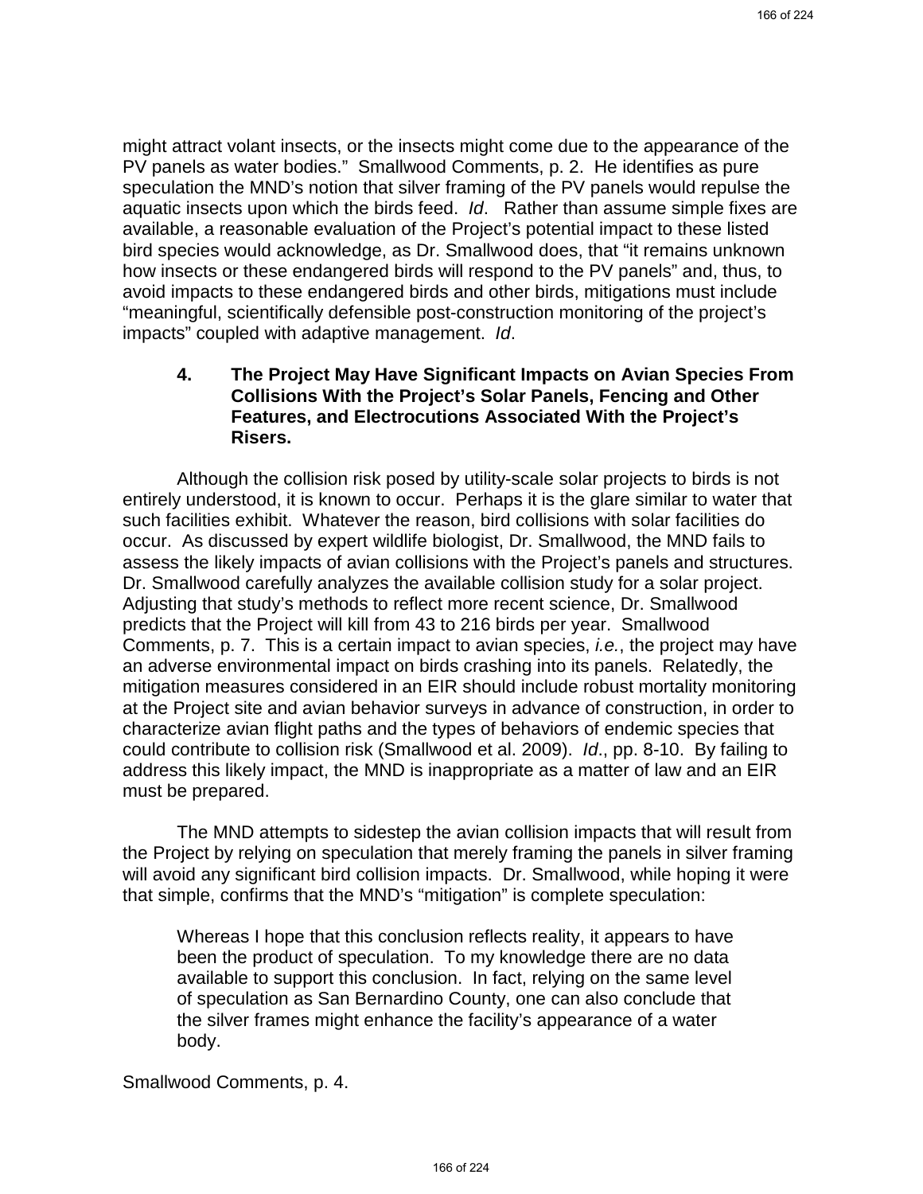might attract volant insects, or the insects might come due to the appearance of the PV panels as water bodies." Smallwood Comments, p. 2. He identifies as pure speculation the MND's notion that silver framing of the PV panels would repulse the aquatic insects upon which the birds feed. *Id*. Rather than assume simple fixes are available, a reasonable evaluation of the Project's potential impact to these listed bird species would acknowledge, as Dr. Smallwood does, that "it remains unknown how insects or these endangered birds will respond to the PV panels" and, thus, to avoid impacts to these endangered birds and other birds, mitigations must include "meaningful, scientifically defensible post-construction monitoring of the project's impacts" coupled with adaptive management. *Id*.

### 4. The Project May Have Significant Impacts on Avian Species From Collisions With the Project's Solar Panels, Fencing and Other Features, and Electrocutions Associated With the Project's Risers.

Although the collision risk posed by utility-scale solar projects to birds is not entirely understood, it is known to occur. Perhaps it is the glare similar to water that such facilities exhibit. Whatever the reason, bird collisions with solar facilities do occur. As discussed by expert wildlife biologist, Dr. Smallwood, the MND fails to assess the likely impacts of avian collisions with the Project's panels and structures. Dr. Smallwood carefully analyzes the available collision study for a solar project. Adjusting that study's methods to reflect more recent science, Dr. Smallwood predicts that the Project will kill from 43 to 216 birds per year. Smallwood Comments, p. 7. This is a certain impact to avian species, *i.e.*, the project may have an adverse environmental impact on birds crashing into its panels. Relatedly, the mitigation measures considered in an EIR should include robust mortality monitoring at the Project site and avian behavior surveys in advance of construction, in order to characterize avian flight paths and the types of behaviors of endemic species that could contribute to collision risk (Smallwood et al. 2009). *Id*., pp. 8-10. By failing to address this likely impact, the MND is inappropriate as a matter of law and an EIR must be prepared.

The MND attempts to sidestep the avian collision impacts that will result from the Project by relying on speculation that merely framing the panels in silver framing will avoid any significant bird collision impacts. Dr. Smallwood, while hoping it were that simple, confirms that the MND's "mitigation" is complete speculation:

> Whereas I hope that this conclusion reflects reality, it appears to have been the product of speculation. To my knowledge there are no data available to support this conclusion. In fact, relying on the same level of speculation as San Bernardino County, one can also conclude that the silver frames might enhance the facility's appearance of a water body.

Smallwood Comments, p. 4.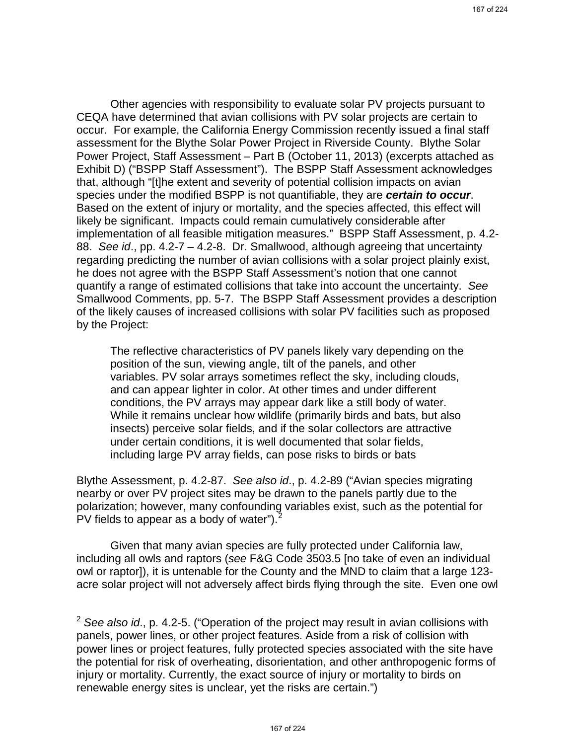Other agencies with responsibility to evaluate solar PV projects pursuant to CEQA have determined that avian collisions with PV solar projects are certain to occur. For example, the California Energy Commission recently issued a final staff assessment for the Blythe Solar Power Project in Riverside County. Blythe Solar Power Project, Staff Assessment – Part B (October 11, 2013) (excerpts attached as Exhibit D) ("BSPP Staff Assessment"). The BSPP Staff Assessment acknowledges that, although "[t]he extent and severity of potential collision impacts on avian species under the modified BSPP is not quantifiable, they are ***certain to occur***. Based on the extent of injury or mortality, and the species affected, this effect will likely be significant. Impacts could remain cumulatively considerable after implementation of all feasible mitigation measures." BSPP Staff Assessment, p. 4.2-88. *See id*., pp. 4.2-7 – 4.2-8. Dr. Smallwood, although agreeing that uncertainty regarding predicting the number of avian collisions with a solar project plainly exist, he does not agree with the BSPP Staff Assessment's notion that one cannot quantify a range of estimated collisions that take into account the uncertainty. *See* Smallwood Comments, pp. 5-7. The BSPP Staff Assessment provides a description of the likely causes of increased collisions with solar PV facilities such as proposed by the Project:

> The reflective characteristics of PV panels likely vary depending on the position of the sun, viewing angle, tilt of the panels, and other variables. PV solar arrays sometimes reflect the sky, including clouds, and can appear lighter in color. At other times and under different conditions, the PV arrays may appear dark like a still body of water. While it remains unclear how wildlife (primarily birds and bats, but also insects) perceive solar fields, and if the solar collectors are attractive under certain conditions, it is well documented that solar fields, including large PV array fields, can pose risks to birds or bats

Blythe Assessment, p. 4.2-87. *See also id*., p. 4.2-89 ("Avian species migrating nearby or over PV project sites may be drawn to the panels partly due to the polarization; however, many confounding variables exist, such as the potential for PV fields to appear as a body of water").[2]

Given that many avian species are fully protected under California law, including all owls and raptors (*see* F&G Code 3503.5 [no take of even an individual owl or raptor]), it is untenable for the County and the MND to claim that a large 123-acre solar project will not adversely affect birds flying through the site. Even one owl

[2] *See also id*., p. 4.2-5. ("Operation of the project may result in avian collisions with panels, power lines, or other project features. Aside from a risk of collision with power lines or project features, fully protected species associated with the site have the potential for risk of overheating, disorientation, and other anthropogenic forms of injury or mortality. Currently, the exact source of injury or mortality to birds on renewable energy sites is unclear, yet the risks are certain.")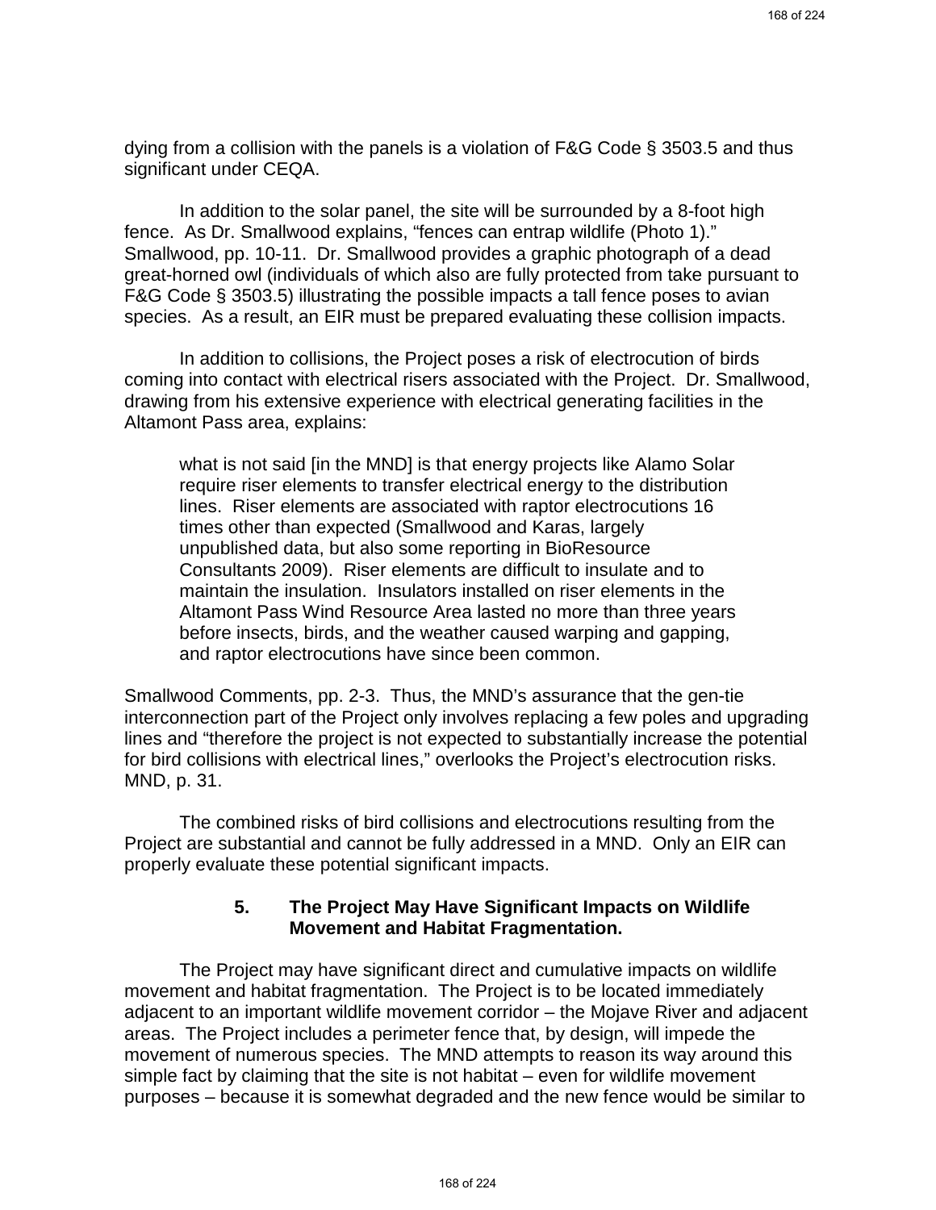dying from a collision with the panels is a violation of F&G Code § 3503.5 and thus significant under CEQA.

In addition to the solar panel, the site will be surrounded by a 8-foot high fence. As Dr. Smallwood explains, "fences can entrap wildlife (Photo 1)." Smallwood, pp. 10-11. Dr. Smallwood provides a graphic photograph of a dead great-horned owl (individuals of which also are fully protected from take pursuant to F&G Code § 3503.5) illustrating the possible impacts a tall fence poses to avian species. As a result, an EIR must be prepared evaluating these collision impacts.

In addition to collisions, the Project poses a risk of electrocution of birds coming into contact with electrical risers associated with the Project. Dr. Smallwood, drawing from his extensive experience with electrical generating facilities in the Altamont Pass area, explains:

> what is not said [in the MND] is that energy projects like Alamo Solar require riser elements to transfer electrical energy to the distribution lines. Riser elements are associated with raptor electrocutions 16 times other than expected (Smallwood and Karas, largely unpublished data, but also some reporting in BioResource Consultants 2009). Riser elements are difficult to insulate and to maintain the insulation. Insulators installed on riser elements in the Altamont Pass Wind Resource Area lasted no more than three years before insects, birds, and the weather caused warping and gapping, and raptor electrocutions have since been common.

Smallwood Comments, pp. 2-3. Thus, the MND's assurance that the gen-tie interconnection part of the Project only involves replacing a few poles and upgrading lines and "therefore the project is not expected to substantially increase the potential for bird collisions with electrical lines," overlooks the Project's electrocution risks. MND, p. 31.

The combined risks of bird collisions and electrocutions resulting from the Project are substantial and cannot be fully addressed in a MND. Only an EIR can properly evaluate these potential significant impacts.

### 5. The Project May Have Significant Impacts on Wildlife Movement and Habitat Fragmentation.

The Project may have significant direct and cumulative impacts on wildlife movement and habitat fragmentation. The Project is to be located immediately adjacent to an important wildlife movement corridor – the Mojave River and adjacent areas. The Project includes a perimeter fence that, by design, will impede the movement of numerous species. The MND attempts to reason its way around this simple fact by claiming that the site is not habitat – even for wildlife movement purposes – because it is somewhat degraded and the new fence would be similar to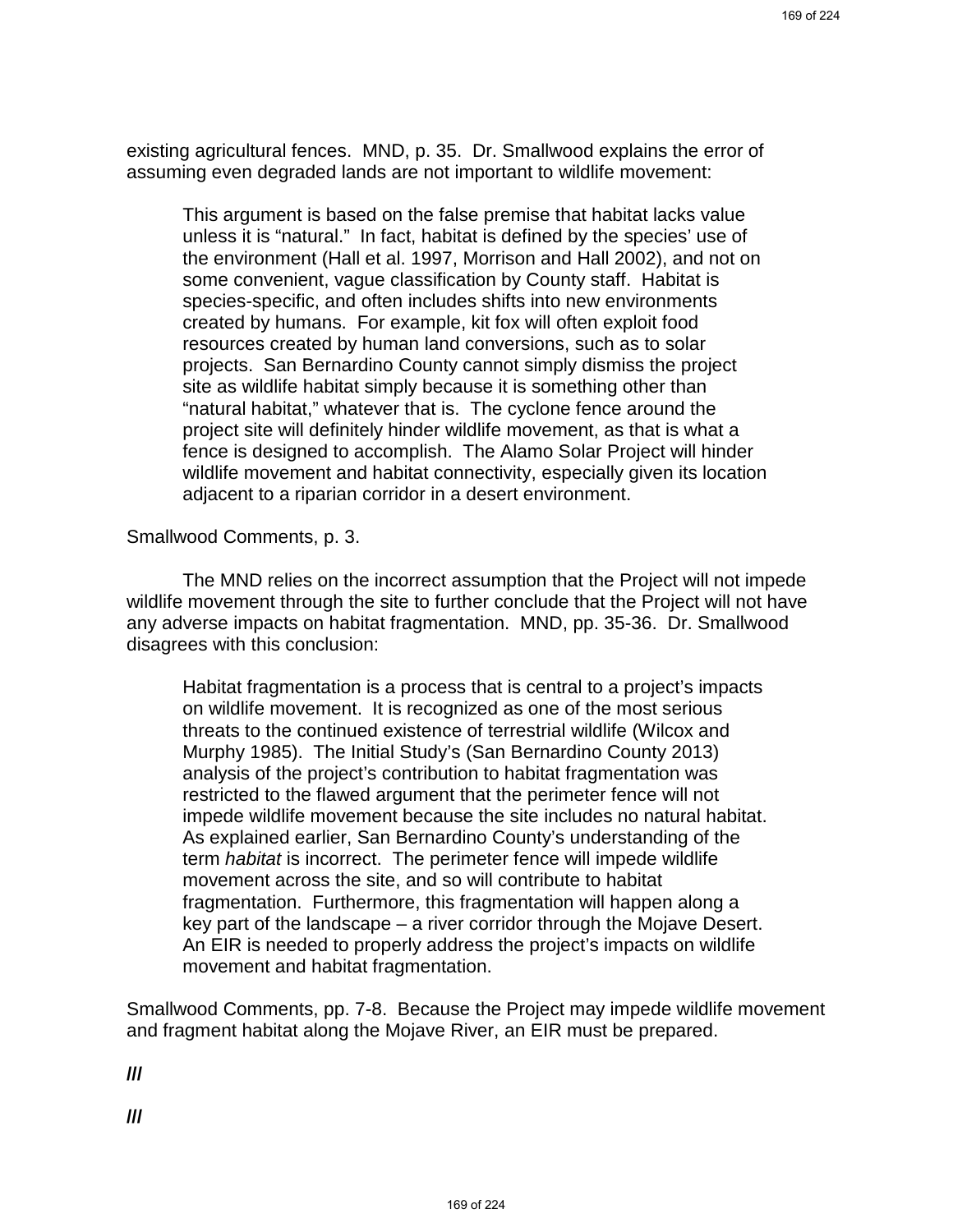existing agricultural fences. MND, p. 35. Dr. Smallwood explains the error of assuming even degraded lands are not important to wildlife movement:

> This argument is based on the false premise that habitat lacks value unless it is “natural.” In fact, habitat is defined by the species’ use of the environment (Hall et al. 1997, Morrison and Hall 2002), and not on some convenient, vague classification by County staff. Habitat is species-specific, and often includes shifts into new environments created by humans. For example, kit fox will often exploit food resources created by human land conversions, such as to solar projects. San Bernardino County cannot simply dismiss the project site as wildlife habitat simply because it is something other than “natural habitat,” whatever that is. The cyclone fence around the project site will definitely hinder wildlife movement, as that is what a fence is designed to accomplish. The Alamo Solar Project will hinder wildlife movement and habitat connectivity, especially given its location adjacent to a riparian corridor in a desert environment.

Smallwood Comments, p. 3.

The MND relies on the incorrect assumption that the Project will not impede wildlife movement through the site to further conclude that the Project will not have any adverse impacts on habitat fragmentation. MND, pp. 35-36. Dr. Smallwood disagrees with this conclusion:

> Habitat fragmentation is a process that is central to a project’s impacts on wildlife movement. It is recognized as one of the most serious threats to the continued existence of terrestrial wildlife (Wilcox and Murphy 1985). The Initial Study’s (San Bernardino County 2013) analysis of the project’s contribution to habitat fragmentation was restricted to the flawed argument that the perimeter fence will not impede wildlife movement because the site includes no natural habitat. As explained earlier, San Bernardino County’s understanding of the term *habitat* is incorrect. The perimeter fence will impede wildlife movement across the site, and so will contribute to habitat fragmentation. Furthermore, this fragmentation will happen along a key part of the landscape – a river corridor through the Mojave Desert. An EIR is needed to properly address the project’s impacts on wildlife movement and habitat fragmentation.

Smallwood Comments, pp. 7-8. Because the Project may impede wildlife movement and fragment habitat along the Mojave River, an EIR must be prepared.

***///***

***///***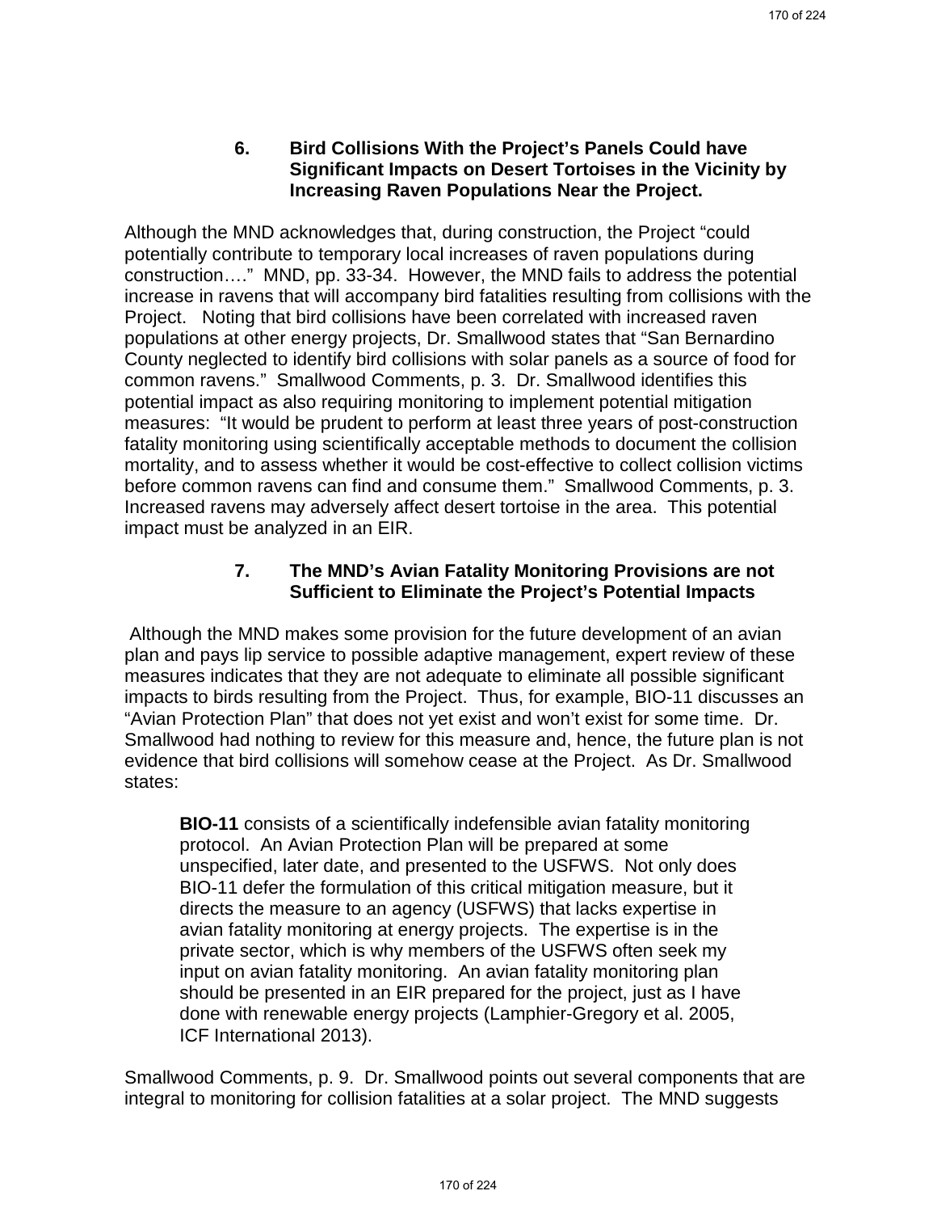### 6. Bird Collisions With the Project's Panels Could have Significant Impacts on Desert Tortoises in the Vicinity by Increasing Raven Populations Near the Project.

Although the MND acknowledges that, during construction, the Project "could potentially contribute to temporary local increases of raven populations during construction…." MND, pp. 33-34. However, the MND fails to address the potential increase in ravens that will accompany bird fatalities resulting from collisions with the Project. Noting that bird collisions have been correlated with increased raven populations at other energy projects, Dr. Smallwood states that "San Bernardino County neglected to identify bird collisions with solar panels as a source of food for common ravens." Smallwood Comments, p. 3. Dr. Smallwood identifies this potential impact as also requiring monitoring to implement potential mitigation measures: "It would be prudent to perform at least three years of post-construction fatality monitoring using scientifically acceptable methods to document the collision mortality, and to assess whether it would be cost-effective to collect collision victims before common ravens can find and consume them." Smallwood Comments, p. 3. Increased ravens may adversely affect desert tortoise in the area. This potential impact must be analyzed in an EIR.

### 7. The MND's Avian Fatality Monitoring Provisions are not Sufficient to Eliminate the Project's Potential Impacts

Although the MND makes some provision for the future development of an avian plan and pays lip service to possible adaptive management, expert review of these measures indicates that they are not adequate to eliminate all possible significant impacts to birds resulting from the Project. Thus, for example, BIO-11 discusses an "Avian Protection Plan" that does not yet exist and won't exist for some time. Dr. Smallwood had nothing to review for this measure and, hence, the future plan is not evidence that bird collisions will somehow cease at the Project. As Dr. Smallwood states:

> **BIO-11** consists of a scientifically indefensible avian fatality monitoring protocol. An Avian Protection Plan will be prepared at some unspecified, later date, and presented to the USFWS. Not only does BIO-11 defer the formulation of this critical mitigation measure, but it directs the measure to an agency (USFWS) that lacks expertise in avian fatality monitoring at energy projects. The expertise is in the private sector, which is why members of the USFWS often seek my input on avian fatality monitoring. An avian fatality monitoring plan should be presented in an EIR prepared for the project, just as I have done with renewable energy projects (Lamphier-Gregory et al. 2005, ICF International 2013).

Smallwood Comments, p. 9. Dr. Smallwood points out several components that are integral to monitoring for collision fatalities at a solar project. The MND suggests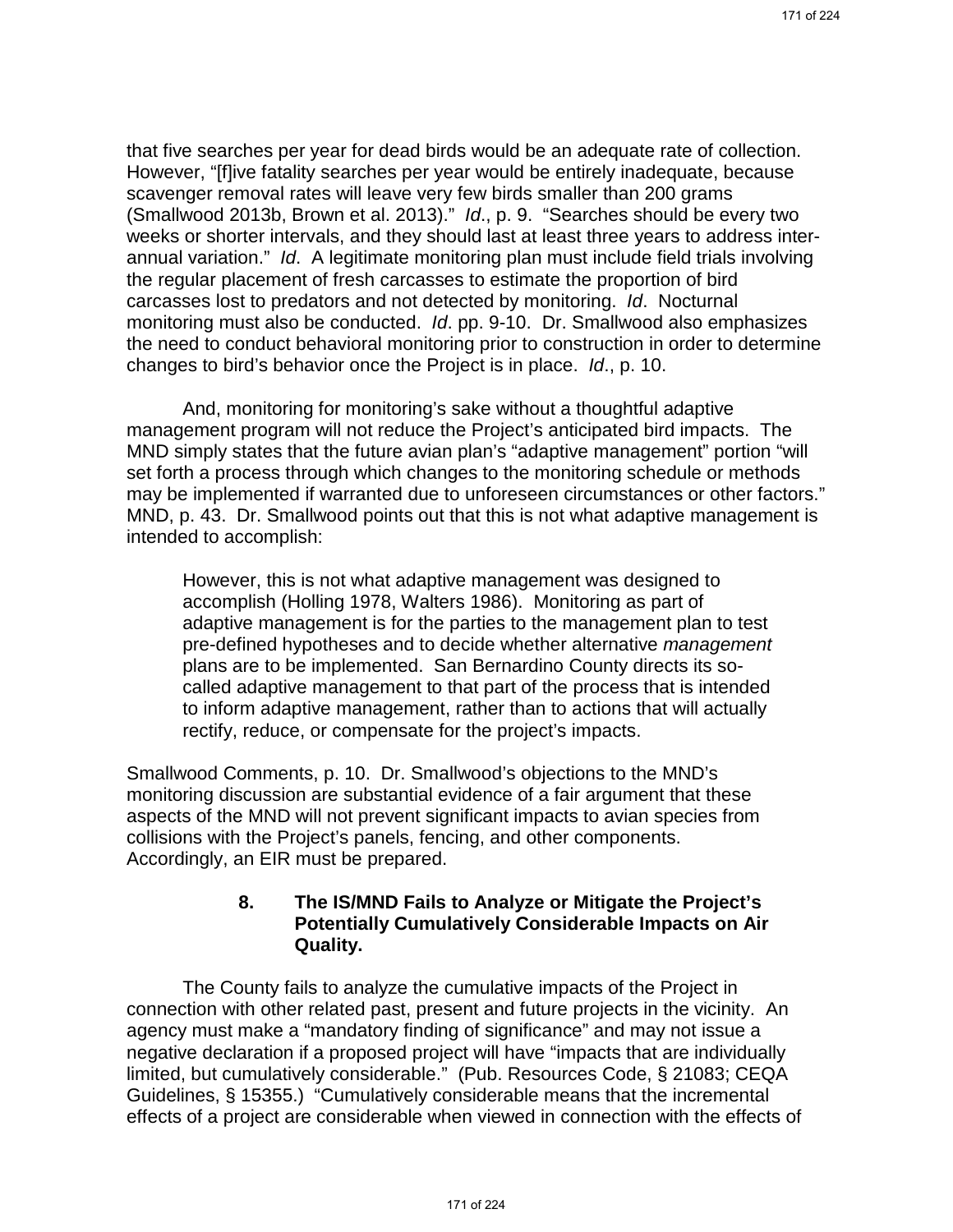that five searches per year for dead birds would be an adequate rate of collection. However, "[f]ive fatality searches per year would be entirely inadequate, because scavenger removal rates will leave very few birds smaller than 200 grams (Smallwood 2013b, Brown et al. 2013)." *Id*., p. 9. "Searches should be every two weeks or shorter intervals, and they should last at least three years to address inter-annual variation." *Id*. A legitimate monitoring plan must include field trials involving the regular placement of fresh carcasses to estimate the proportion of bird carcasses lost to predators and not detected by monitoring. *Id*. Nocturnal monitoring must also be conducted. *Id*. pp. 9-10. Dr. Smallwood also emphasizes the need to conduct behavioral monitoring prior to construction in order to determine changes to bird's behavior once the Project is in place. *Id*., p. 10.

And, monitoring for monitoring's sake without a thoughtful adaptive management program will not reduce the Project's anticipated bird impacts. The MND simply states that the future avian plan's "adaptive management" portion "will set forth a process through which changes to the monitoring schedule or methods may be implemented if warranted due to unforeseen circumstances or other factors." MND, p. 43. Dr. Smallwood points out that this is not what adaptive management is intended to accomplish:

> However, this is not what adaptive management was designed to accomplish (Holling 1978, Walters 1986). Monitoring as part of adaptive management is for the parties to the management plan to test pre-defined hypotheses and to decide whether alternative *management* plans are to be implemented. San Bernardino County directs its so-called adaptive management to that part of the process that is intended to inform adaptive management, rather than to actions that will actually rectify, reduce, or compensate for the project's impacts.

Smallwood Comments, p. 10. Dr. Smallwood's objections to the MND's monitoring discussion are substantial evidence of a fair argument that these aspects of the MND will not prevent significant impacts to avian species from collisions with the Project's panels, fencing, and other components. Accordingly, an EIR must be prepared.

### 8. The IS/MND Fails to Analyze or Mitigate the Project's Potentially Cumulatively Considerable Impacts on Air Quality.

The County fails to analyze the cumulative impacts of the Project in connection with other related past, present and future projects in the vicinity. An agency must make a "mandatory finding of significance" and may not issue a negative declaration if a proposed project will have "impacts that are individually limited, but cumulatively considerable." (Pub. Resources Code, § 21083; CEQA Guidelines, § 15355.) "Cumulatively considerable means that the incremental effects of a project are considerable when viewed in connection with the effects of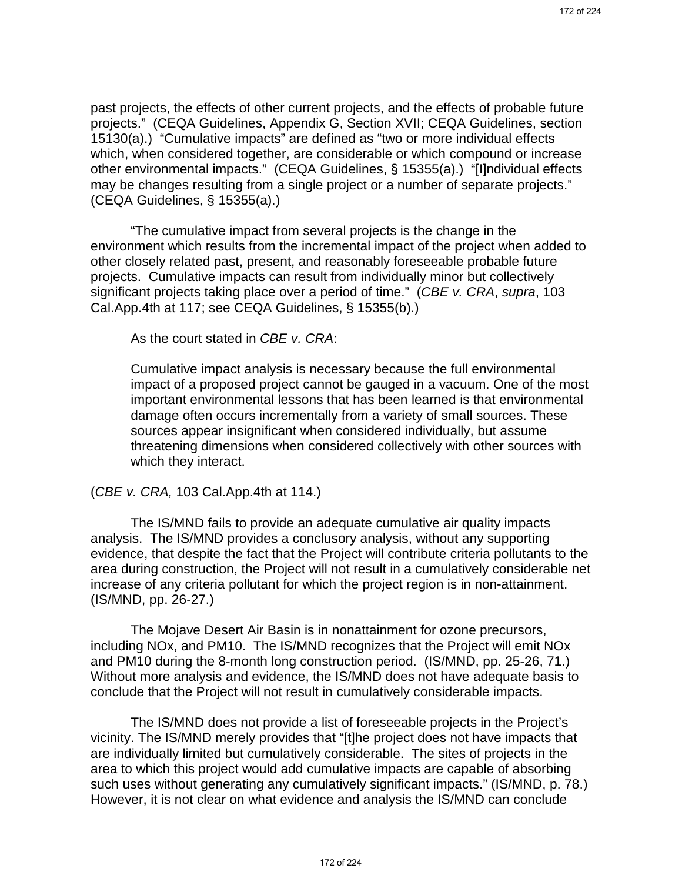past projects, the effects of other current projects, and the effects of probable future projects." (CEQA Guidelines, Appendix G, Section XVII; CEQA Guidelines, section 15130(a).) "Cumulative impacts" are defined as "two or more individual effects which, when considered together, are considerable or which compound or increase other environmental impacts." (CEQA Guidelines, § 15355(a).) "[I]ndividual effects may be changes resulting from a single project or a number of separate projects." (CEQA Guidelines, § 15355(a).)

"The cumulative impact from several projects is the change in the environment which results from the incremental impact of the project when added to other closely related past, present, and reasonably foreseeable probable future projects. Cumulative impacts can result from individually minor but collectively significant projects taking place over a period of time." (*CBE v. CRA*, *supra*, 103 Cal.App.4th at 117; see CEQA Guidelines, § 15355(b).)

As the court stated in *CBE v. CRA*:

> Cumulative impact analysis is necessary because the full environmental impact of a proposed project cannot be gauged in a vacuum. One of the most important environmental lessons that has been learned is that environmental damage often occurs incrementally from a variety of small sources. These sources appear insignificant when considered individually, but assume threatening dimensions when considered collectively with other sources with which they interact.

(*CBE v. CRA,* 103 Cal.App.4th at 114.)

The IS/MND fails to provide an adequate cumulative air quality impacts analysis. The IS/MND provides a conclusory analysis, without any supporting evidence, that despite the fact that the Project will contribute criteria pollutants to the area during construction, the Project will not result in a cumulatively considerable net increase of any criteria pollutant for which the project region is in non-attainment. (IS/MND, pp. 26-27.)

The Mojave Desert Air Basin is in nonattainment for ozone precursors, including NOx, and PM10. The IS/MND recognizes that the Project will emit NOx and PM10 during the 8-month long construction period. (IS/MND, pp. 25-26, 71.) Without more analysis and evidence, the IS/MND does not have adequate basis to conclude that the Project will not result in cumulatively considerable impacts.

The IS/MND does not provide a list of foreseeable projects in the Project's vicinity. The IS/MND merely provides that "[t]he project does not have impacts that are individually limited but cumulatively considerable. The sites of projects in the area to which this project would add cumulative impacts are capable of absorbing such uses without generating any cumulatively significant impacts." (IS/MND, p. 78.) However, it is not clear on what evidence and analysis the IS/MND can conclude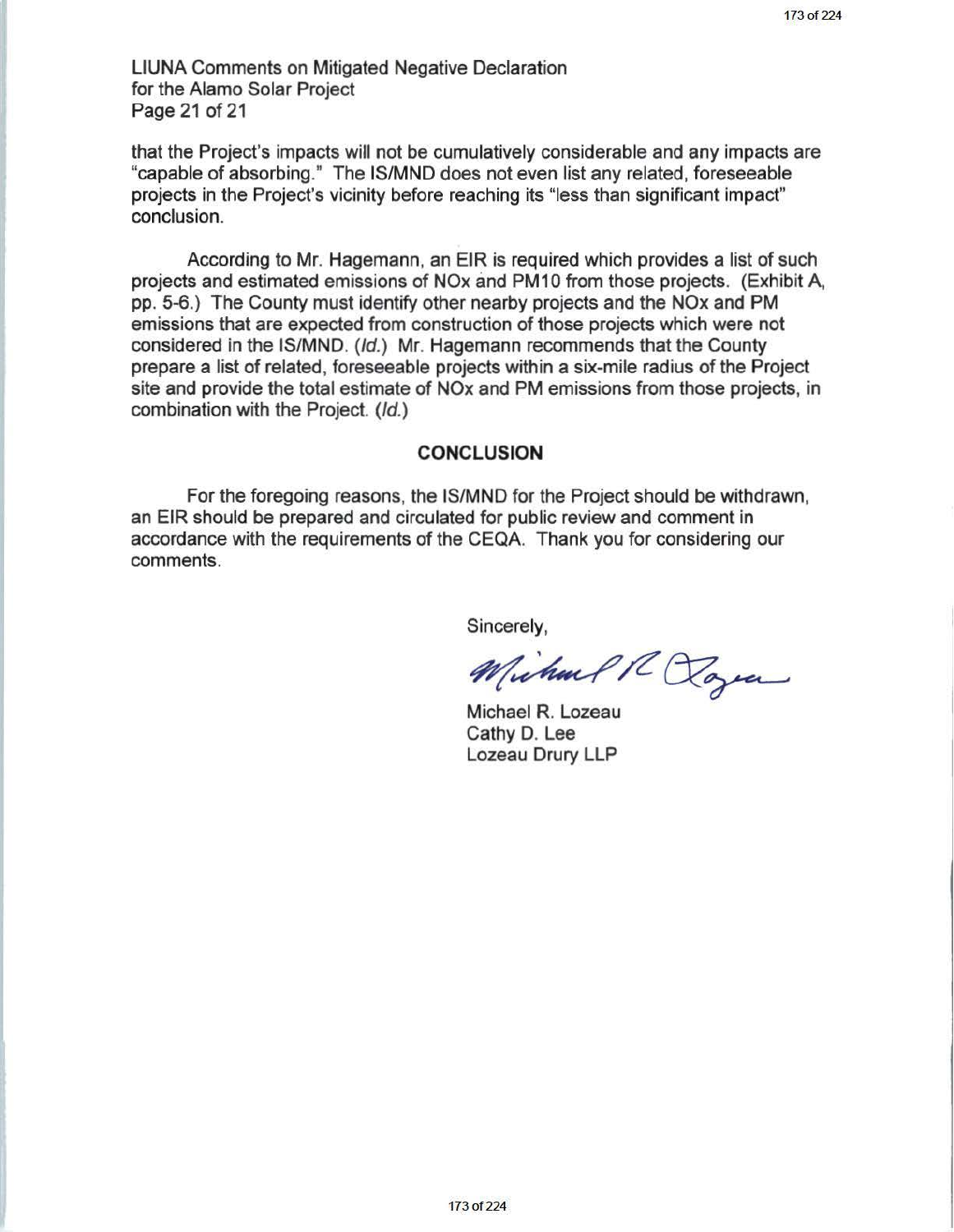that the Project's impacts will not be cumulatively considerable and any impacts are "capable of absorbing." The IS/MND does not even list any related, foreseeable projects in the Project's vicinity before reaching its "less than significant impact" conclusion.

According to Mr. Hagemann, an EIR is required which provides a list of such projects and estimated emissions of NOx and PM10 from those projects. (Exhibit A, pp. 5-6.) The County must identify other nearby projects and the NOx and PM emissions that are expected from construction of those projects which were not considered in the IS/MND. (*Id.*) Mr. Hagemann recommends that the County prepare a list of related, foreseeable projects within a six-mile radius of the Project site and provide the total estimate of NOx and PM emissions from those projects, in combination with the Project. (*Id.*)

## CONCLUSION

For the foregoing reasons, the IS/MND for the Project should be withdrawn, an EIR should be prepared and circulated for public review and comment in accordance with the requirements of the CEQA. Thank you for considering our comments.

Sincerely,

Michael R. Lozeau
Cathy D. Lee
Lozeau Drury LLP